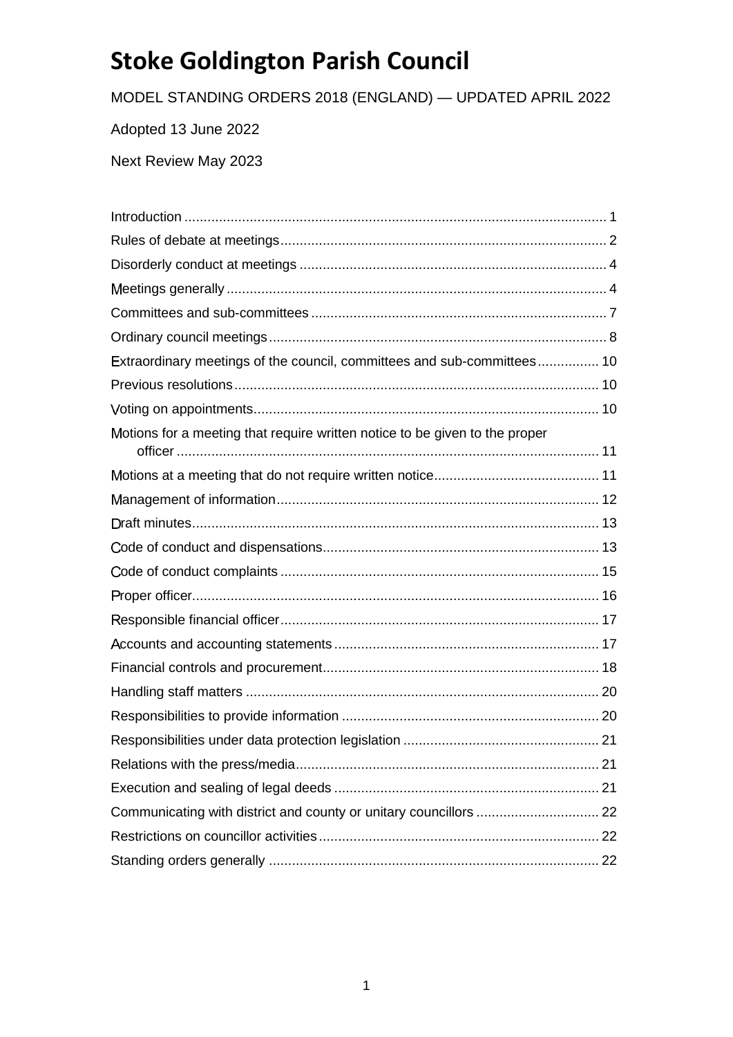# Stoke Goldington Parish Council

MODEL STANDING ORDERS 2018 (ENGLAND) — UPDATED APRIL 2022

Adopted 13 June 2022

Next Review May 2023

| | |
|---|---|
| Introduction | 1 |
| Rules of debate at meetings | 2 |
| Disorderly conduct at meetings | 4 |
| Meetings generally | 4 |
| Committees and sub-committees | 7 |
| Ordinary council meetings | 8 |
| Extraordinary meetings of the council, committees and sub-committees | 10 |
| Previous resolutions | 10 |
| Voting on appointments | 10 |
| Motions for a meeting that require written notice to be given to the proper officer | 11 |
| Motions at a meeting that do not require written notice | 11 |
| Management of information | 12 |
| Draft minutes | 13 |
| Code of conduct and dispensations | 13 |
| Code of conduct complaints | 15 |
| Proper officer | 16 |
| Responsible financial officer | 17 |
| Accounts and accounting statements | 17 |
| Financial controls and procurement | 18 |
| Handling staff matters | 20 |
| Responsibilities to provide information | 20 |
| Responsibilities under data protection legislation | 21 |
| Relations with the press/media | 21 |
| Execution and sealing of legal deeds | 21 |
| Communicating with district and county or unitary councillors | 22 |
| Restrictions on councillor activities | 22 |
| Standing orders generally | 22 |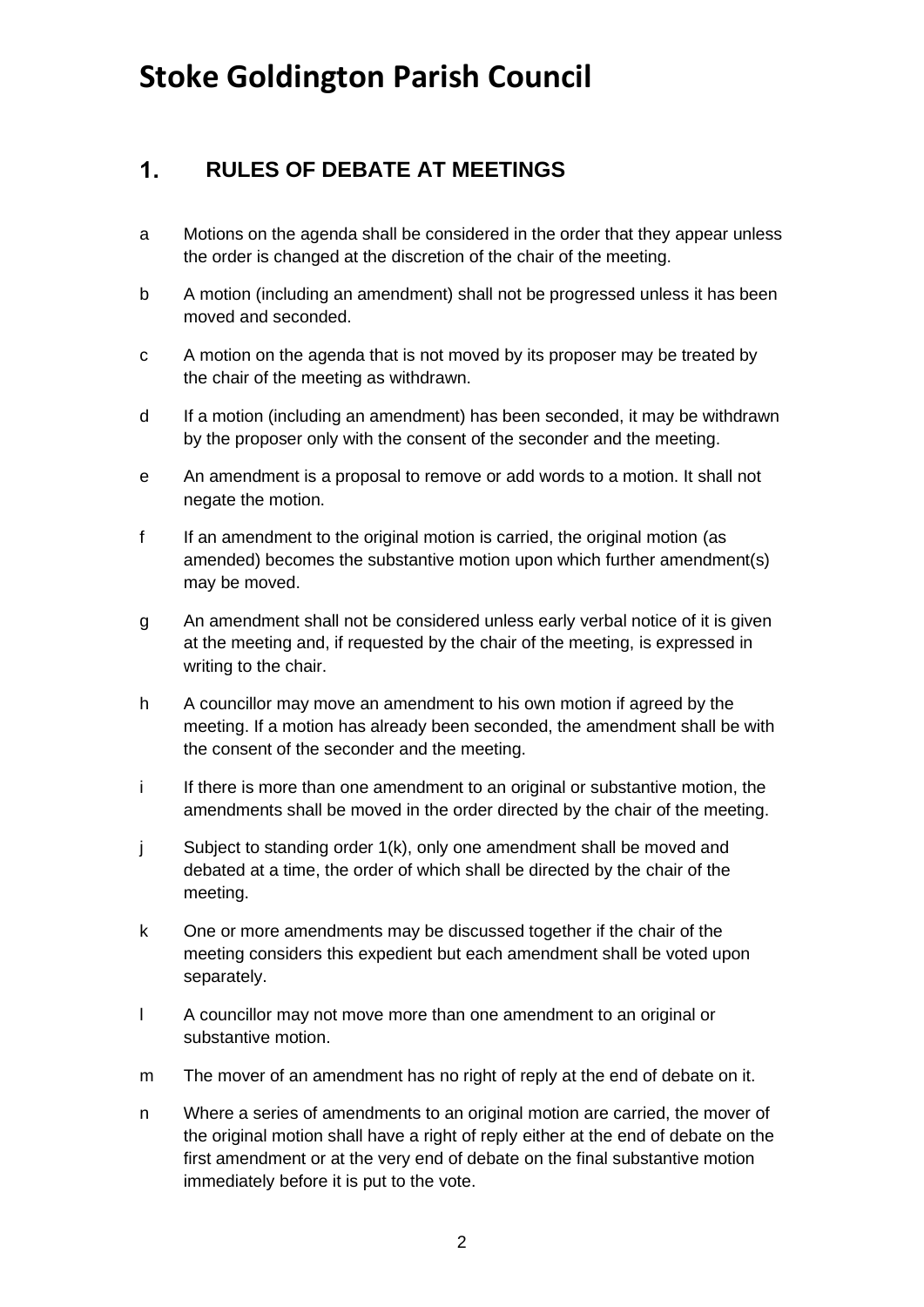# Stoke Goldington Parish Council

## 1. RULES OF DEBATE AT MEETINGS

a Motions on the agenda shall be considered in the order that they appear unless the order is changed at the discretion of the chair of the meeting.

b A motion (including an amendment) shall not be progressed unless it has been moved and seconded.

c A motion on the agenda that is not moved by its proposer may be treated by the chair of the meeting as withdrawn.

d If a motion (including an amendment) has been seconded, it may be withdrawn by the proposer only with the consent of the seconder and the meeting.

e An amendment is a proposal to remove or add words to a motion. It shall not negate the motion.

f If an amendment to the original motion is carried, the original motion (as amended) becomes the substantive motion upon which further amendment(s) may be moved.

g An amendment shall not be considered unless early verbal notice of it is given at the meeting and, if requested by the chair of the meeting, is expressed in writing to the chair.

h A councillor may move an amendment to his own motion if agreed by the meeting. If a motion has already been seconded, the amendment shall be with the consent of the seconder and the meeting.

i If there is more than one amendment to an original or substantive motion, the amendments shall be moved in the order directed by the chair of the meeting.

j Subject to standing order 1(k), only one amendment shall be moved and debated at a time, the order of which shall be directed by the chair of the meeting.

k One or more amendments may be discussed together if the chair of the meeting considers this expedient but each amendment shall be voted upon separately.

l A councillor may not move more than one amendment to an original or substantive motion.

m The mover of an amendment has no right of reply at the end of debate on it.

n Where a series of amendments to an original motion are carried, the mover of the original motion shall have a right of reply either at the end of debate on the first amendment or at the very end of debate on the final substantive motion immediately before it is put to the vote.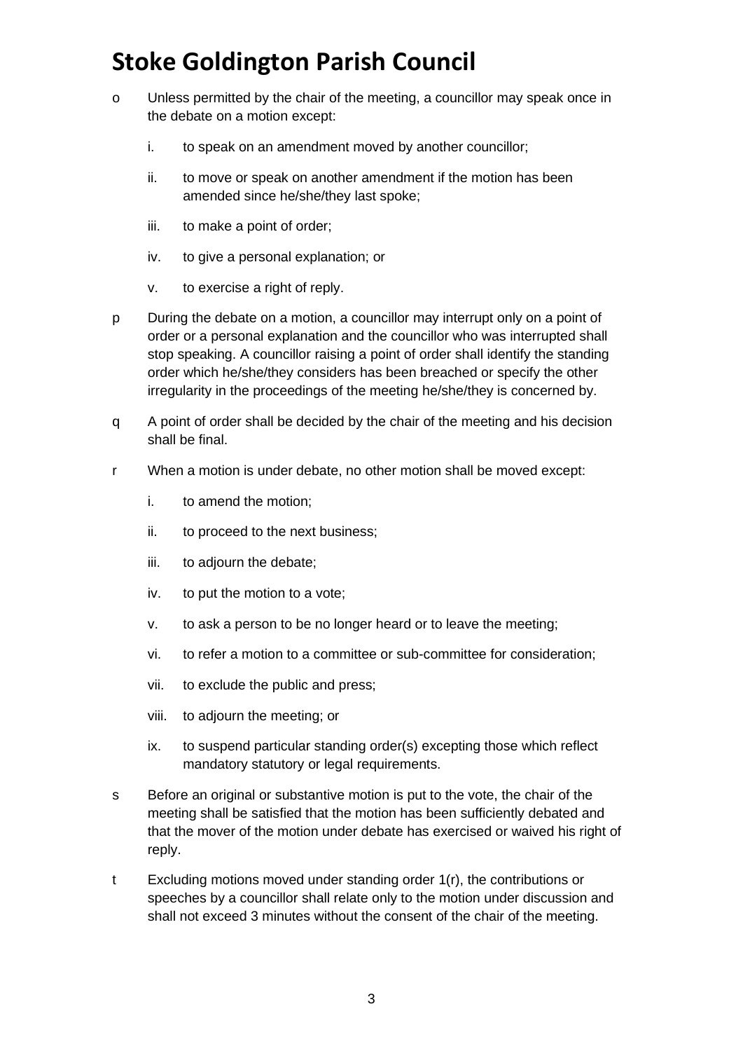o Unless permitted by the chair of the meeting, a councillor may speak once in the debate on a motion except:

   i. to speak on an amendment moved by another councillor;

   ii. to move or speak on another amendment if the motion has been amended since he/she/they last spoke;

   iii. to make a point of order;

   iv. to give a personal explanation; or

   v. to exercise a right of reply.

p During the debate on a motion, a councillor may interrupt only on a point of order or a personal explanation and the councillor who was interrupted shall stop speaking. A councillor raising a point of order shall identify the standing order which he/she/they considers has been breached or specify the other irregularity in the proceedings of the meeting he/she/they is concerned by.

q A point of order shall be decided by the chair of the meeting and his decision shall be final.

r When a motion is under debate, no other motion shall be moved except:

   i. to amend the motion;

   ii. to proceed to the next business;

   iii. to adjourn the debate;

   iv. to put the motion to a vote;

   v. to ask a person to be no longer heard or to leave the meeting;

   vi. to refer a motion to a committee or sub-committee for consideration;

   vii. to exclude the public and press;

   viii. to adjourn the meeting; or

   ix. to suspend particular standing order(s) excepting those which reflect mandatory statutory or legal requirements.

s Before an original or substantive motion is put to the vote, the chair of the meeting shall be satisfied that the motion has been sufficiently debated and that the mover of the motion under debate has exercised or waived his right of reply.

t Excluding motions moved under standing order 1(r), the contributions or speeches by a councillor shall relate only to the motion under discussion and shall not exceed 3 minutes without the consent of the chair of the meeting.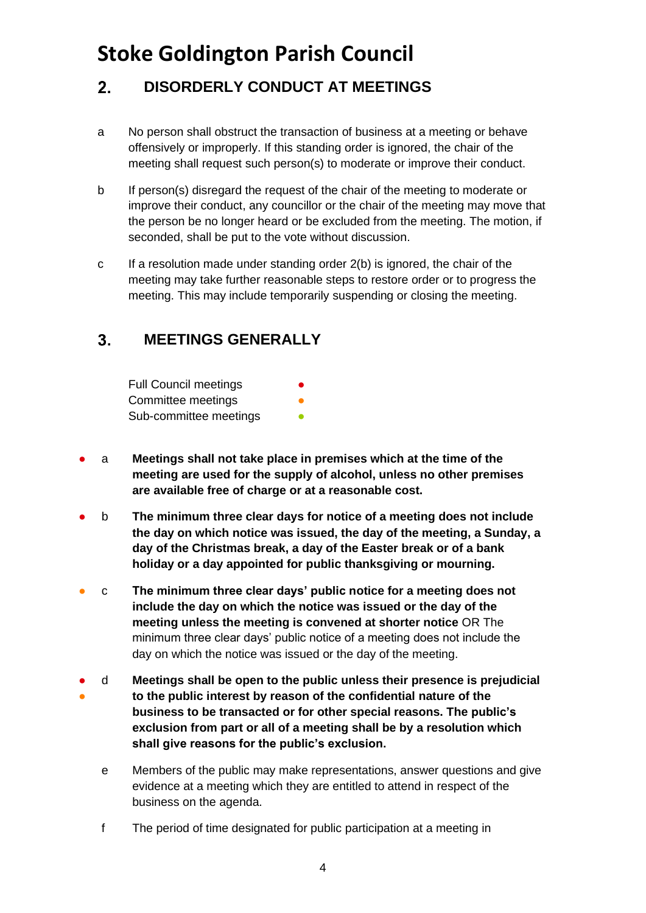# Stoke Goldington Parish Council

## 2. DISORDERLY CONDUCT AT MEETINGS

a No person shall obstruct the transaction of business at a meeting or behave offensively or improperly. If this standing order is ignored, the chair of the meeting shall request such person(s) to moderate or improve their conduct.

b If person(s) disregard the request of the chair of the meeting to moderate or improve their conduct, any councillor or the chair of the meeting may move that the person be no longer heard or be excluded from the meeting. The motion, if seconded, shall be put to the vote without discussion.

c If a resolution made under standing order 2(b) is ignored, the chair of the meeting may take further reasonable steps to restore order or to progress the meeting. This may include temporarily suspending or closing the meeting.

## 3. MEETINGS GENERALLY

| | |
|---|---|
| Full Council meetings | ● (red) |
| Committee meetings | ● (orange) |
| Sub-committee meetings | ● (green) |

● (red) a **Meetings shall not take place in premises which at the time of the meeting are used for the supply of alcohol, unless no other premises are available free of charge or at a reasonable cost.**

● (red) b **The minimum three clear days for notice of a meeting does not include the day on which notice was issued, the day of the meeting, a Sunday, a day of the Christmas break, a day of the Easter break or of a bank holiday or a day appointed for public thanksgiving or mourning.**

● (orange) c **The minimum three clear days' public notice for a meeting does not include the day on which the notice was issued or the day of the meeting unless the meeting is convened at shorter notice** OR The minimum three clear days' public notice of a meeting does not include the day on which the notice was issued or the day of the meeting.

● (red) ● (orange) d **Meetings shall be open to the public unless their presence is prejudicial to the public interest by reason of the confidential nature of the business to be transacted or for other special reasons. The public's exclusion from part or all of a meeting shall be by a resolution which shall give reasons for the public's exclusion.**

e Members of the public may make representations, answer questions and give evidence at a meeting which they are entitled to attend in respect of the business on the agenda.

f The period of time designated for public participation at a meeting in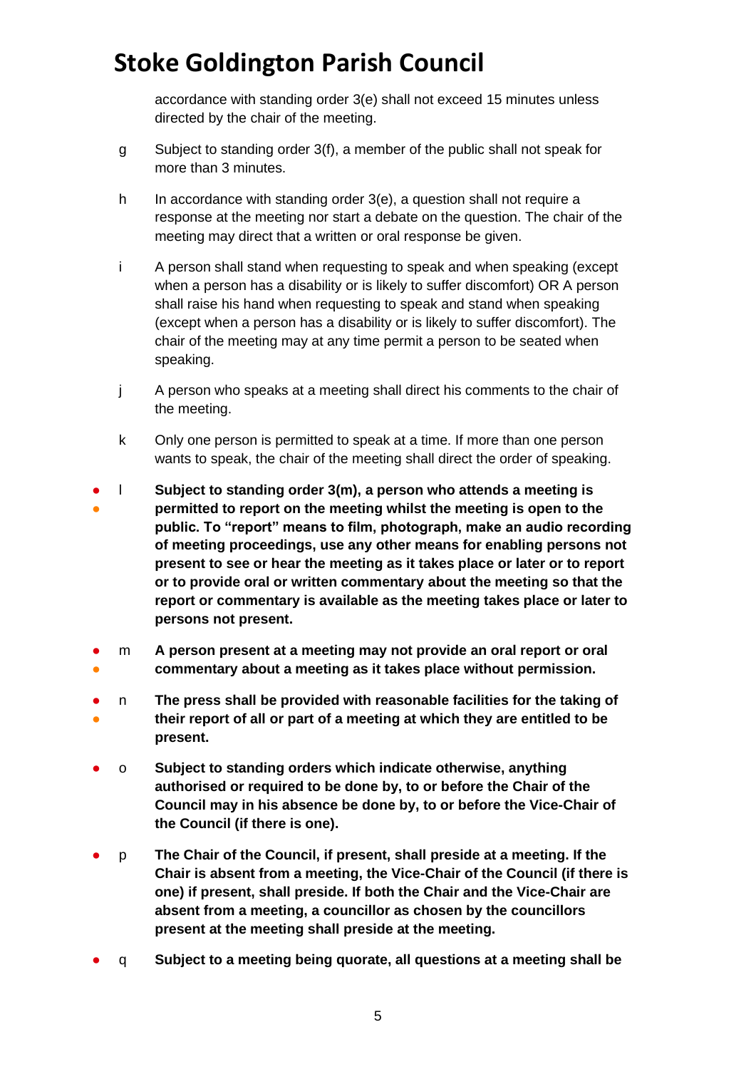accordance with standing order 3(e) shall not exceed 15 minutes unless directed by the chair of the meeting.

g Subject to standing order 3(f), a member of the public shall not speak for more than 3 minutes.

h In accordance with standing order 3(e), a question shall not require a response at the meeting nor start a debate on the question. The chair of the meeting may direct that a written or oral response be given.

i A person shall stand when requesting to speak and when speaking (except when a person has a disability or is likely to suffer discomfort) OR A person shall raise his hand when requesting to speak and stand when speaking (except when a person has a disability or is likely to suffer discomfort). The chair of the meeting may at any time permit a person to be seated when speaking.

j A person who speaks at a meeting shall direct his comments to the chair of the meeting.

k Only one person is permitted to speak at a time. If more than one person wants to speak, the chair of the meeting shall direct the order of speaking.

l **Subject to standing order 3(m), a person who attends a meeting is permitted to report on the meeting whilst the meeting is open to the public. To "report" means to film, photograph, make an audio recording of meeting proceedings, use any other means for enabling persons not present to see or hear the meeting as it takes place or later or to report or to provide oral or written commentary about the meeting so that the report or commentary is available as the meeting takes place or later to persons not present.**

m **A person present at a meeting may not provide an oral report or oral commentary about a meeting as it takes place without permission.**

n **The press shall be provided with reasonable facilities for the taking of their report of all or part of a meeting at which they are entitled to be present.**

o **Subject to standing orders which indicate otherwise, anything authorised or required to be done by, to or before the Chair of the Council may in his absence be done by, to or before the Vice-Chair of the Council (if there is one).**

p **The Chair of the Council, if present, shall preside at a meeting. If the Chair is absent from a meeting, the Vice-Chair of the Council (if there is one) if present, shall preside. If both the Chair and the Vice-Chair are absent from a meeting, a councillor as chosen by the councillors present at the meeting shall preside at the meeting.**

q **Subject to a meeting being quorate, all questions at a meeting shall be**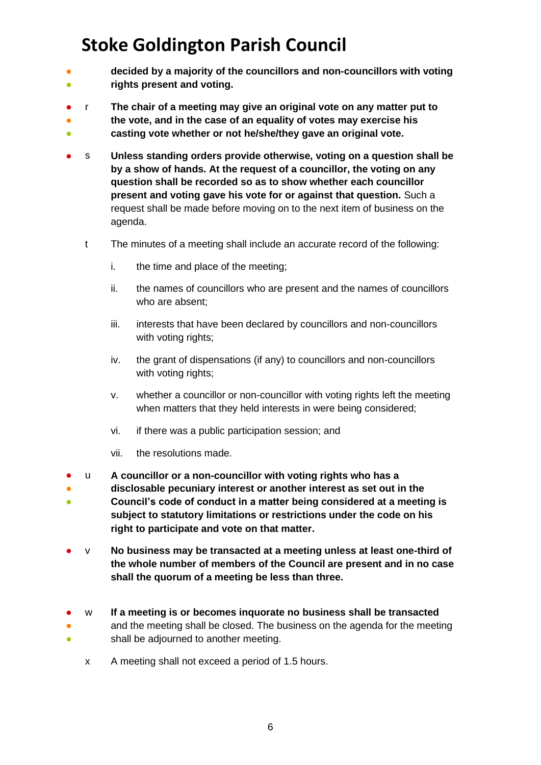**decided by a majority of the councillors and non-councillors with voting rights present and voting.**

r **The chair of a meeting may give an original vote on any matter put to the vote, and in the case of an equality of votes may exercise his casting vote whether or not he/she/they gave an original vote.**

s **Unless standing orders provide otherwise, voting on a question shall be by a show of hands. At the request of a councillor, the voting on any question shall be recorded so as to show whether each councillor present and voting gave his vote for or against that question.** Such a request shall be made before moving on to the next item of business on the agenda.

t The minutes of a meeting shall include an accurate record of the following:

i. the time and place of the meeting;

ii. the names of councillors who are present and the names of councillors who are absent;

iii. interests that have been declared by councillors and non-councillors with voting rights;

iv. the grant of dispensations (if any) to councillors and non-councillors with voting rights;

v. whether a councillor or non-councillor with voting rights left the meeting when matters that they held interests in were being considered;

vi. if there was a public participation session; and

vii. the resolutions made.

u **A councillor or a non-councillor with voting rights who has a disclosable pecuniary interest or another interest as set out in the Council's code of conduct in a matter being considered at a meeting is subject to statutory limitations or restrictions under the code on his right to participate and vote on that matter.**

v **No business may be transacted at a meeting unless at least one-third of the whole number of members of the Council are present and in no case shall the quorum of a meeting be less than three.**

w **If a meeting is or becomes inquorate no business shall be transacted** and the meeting shall be closed. The business on the agenda for the meeting shall be adjourned to another meeting.

x A meeting shall not exceed a period of 1.5 hours.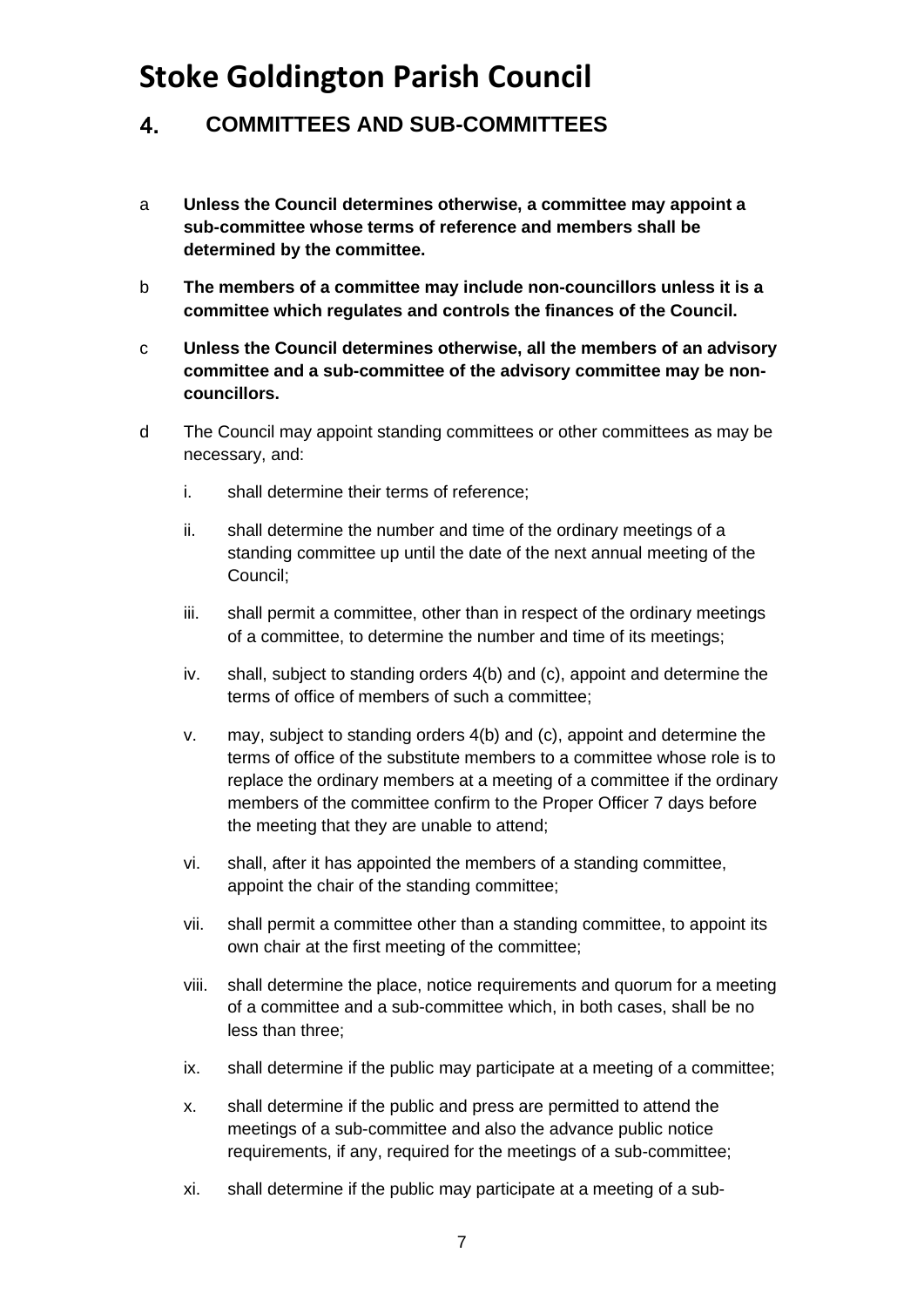# Stoke Goldington Parish Council

## 4. COMMITTEES AND SUB-COMMITTEES

a **Unless the Council determines otherwise, a committee may appoint a sub-committee whose terms of reference and members shall be determined by the committee.**

b **The members of a committee may include non-councillors unless it is a committee which regulates and controls the finances of the Council.**

c **Unless the Council determines otherwise, all the members of an advisory committee and a sub-committee of the advisory committee may be non-councillors.**

d The Council may appoint standing committees or other committees as may be necessary, and:

i. shall determine their terms of reference;

ii. shall determine the number and time of the ordinary meetings of a standing committee up until the date of the next annual meeting of the Council;

iii. shall permit a committee, other than in respect of the ordinary meetings of a committee, to determine the number and time of its meetings;

iv. shall, subject to standing orders 4(b) and (c), appoint and determine the terms of office of members of such a committee;

v. may, subject to standing orders 4(b) and (c), appoint and determine the terms of office of the substitute members to a committee whose role is to replace the ordinary members at a meeting of a committee if the ordinary members of the committee confirm to the Proper Officer 7 days before the meeting that they are unable to attend;

vi. shall, after it has appointed the members of a standing committee, appoint the chair of the standing committee;

vii. shall permit a committee other than a standing committee, to appoint its own chair at the first meeting of the committee;

viii. shall determine the place, notice requirements and quorum for a meeting of a committee and a sub-committee which, in both cases, shall be no less than three;

ix. shall determine if the public may participate at a meeting of a committee;

x. shall determine if the public and press are permitted to attend the meetings of a sub-committee and also the advance public notice requirements, if any, required for the meetings of a sub-committee;

xi. shall determine if the public may participate at a meeting of a sub-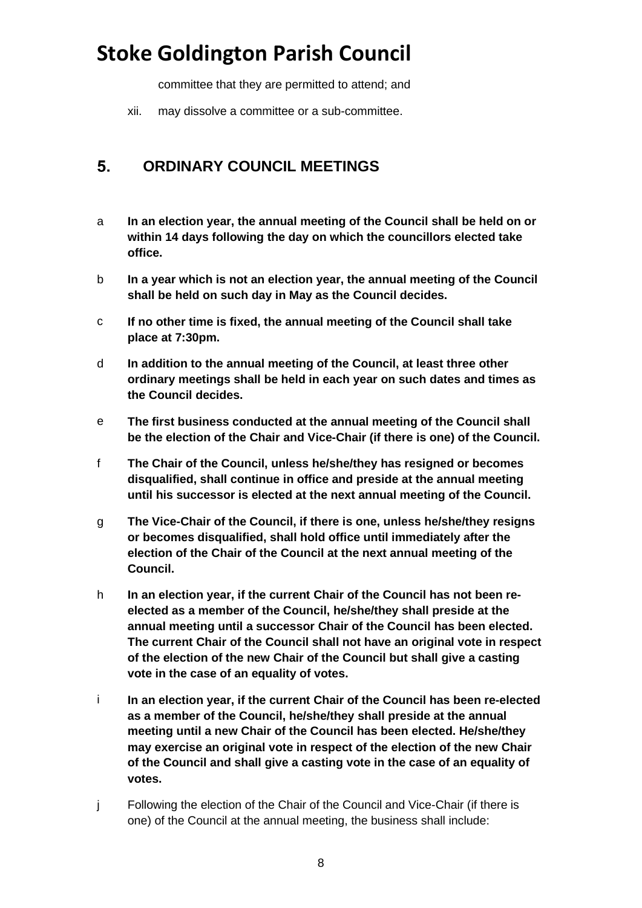committee that they are permitted to attend; and

xii. may dissolve a committee or a sub-committee.

## 5. ORDINARY COUNCIL MEETINGS

a **In an election year, the annual meeting of the Council shall be held on or within 14 days following the day on which the councillors elected take office.**

b **In a year which is not an election year, the annual meeting of the Council shall be held on such day in May as the Council decides.**

c **If no other time is fixed, the annual meeting of the Council shall take place at 7:30pm.**

d **In addition to the annual meeting of the Council, at least three other ordinary meetings shall be held in each year on such dates and times as the Council decides.**

e **The first business conducted at the annual meeting of the Council shall be the election of the Chair and Vice-Chair (if there is one) of the Council.**

f **The Chair of the Council, unless he/she/they has resigned or becomes disqualified, shall continue in office and preside at the annual meeting until his successor is elected at the next annual meeting of the Council.**

g **The Vice-Chair of the Council, if there is one, unless he/she/they resigns or becomes disqualified, shall hold office until immediately after the election of the Chair of the Council at the next annual meeting of the Council.**

h **In an election year, if the current Chair of the Council has not been re-elected as a member of the Council, he/she/they shall preside at the annual meeting until a successor Chair of the Council has been elected. The current Chair of the Council shall not have an original vote in respect of the election of the new Chair of the Council but shall give a casting vote in the case of an equality of votes.**

i **In an election year, if the current Chair of the Council has been re-elected as a member of the Council, he/she/they shall preside at the annual meeting until a new Chair of the Council has been elected. He/she/they may exercise an original vote in respect of the election of the new Chair of the Council and shall give a casting vote in the case of an equality of votes.**

j Following the election of the Chair of the Council and Vice-Chair (if there is one) of the Council at the annual meeting, the business shall include: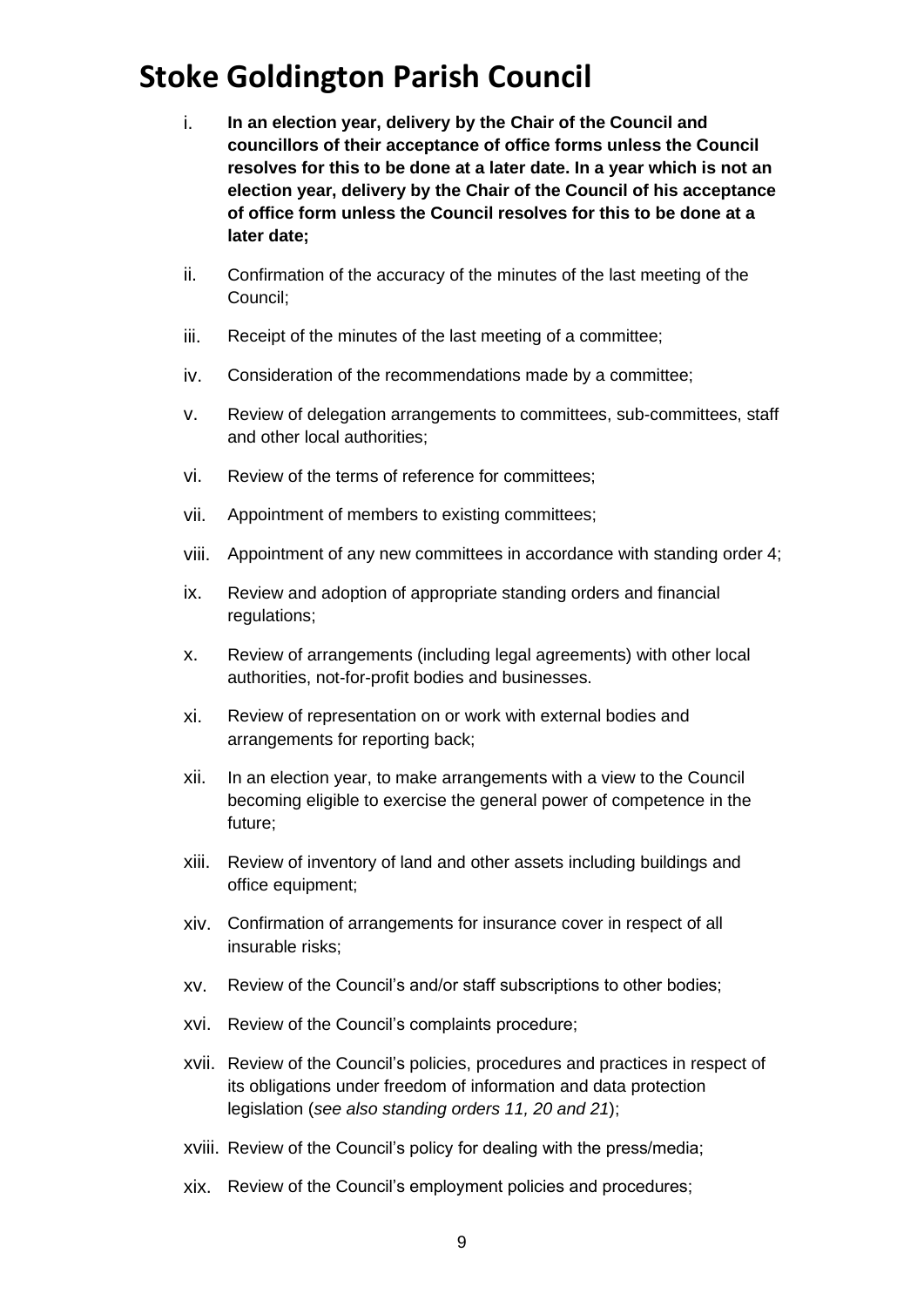i. **In an election year, delivery by the Chair of the Council and councillors of their acceptance of office forms unless the Council resolves for this to be done at a later date. In a year which is not an election year, delivery by the Chair of the Council of his acceptance of office form unless the Council resolves for this to be done at a later date;**

ii. Confirmation of the accuracy of the minutes of the last meeting of the Council;

iii. Receipt of the minutes of the last meeting of a committee;

iv. Consideration of the recommendations made by a committee;

v. Review of delegation arrangements to committees, sub-committees, staff and other local authorities;

vi. Review of the terms of reference for committees;

vii. Appointment of members to existing committees;

viii. Appointment of any new committees in accordance with standing order 4;

ix. Review and adoption of appropriate standing orders and financial regulations;

x. Review of arrangements (including legal agreements) with other local authorities, not-for-profit bodies and businesses.

xi. Review of representation on or work with external bodies and arrangements for reporting back;

xii. In an election year, to make arrangements with a view to the Council becoming eligible to exercise the general power of competence in the future;

xiii. Review of inventory of land and other assets including buildings and office equipment;

xiv. Confirmation of arrangements for insurance cover in respect of all insurable risks;

xv. Review of the Council's and/or staff subscriptions to other bodies;

xvi. Review of the Council's complaints procedure;

xvii. Review of the Council's policies, procedures and practices in respect of its obligations under freedom of information and data protection legislation (*see also standing orders 11, 20 and 21*);

xviii. Review of the Council's policy for dealing with the press/media;

xix. Review of the Council's employment policies and procedures;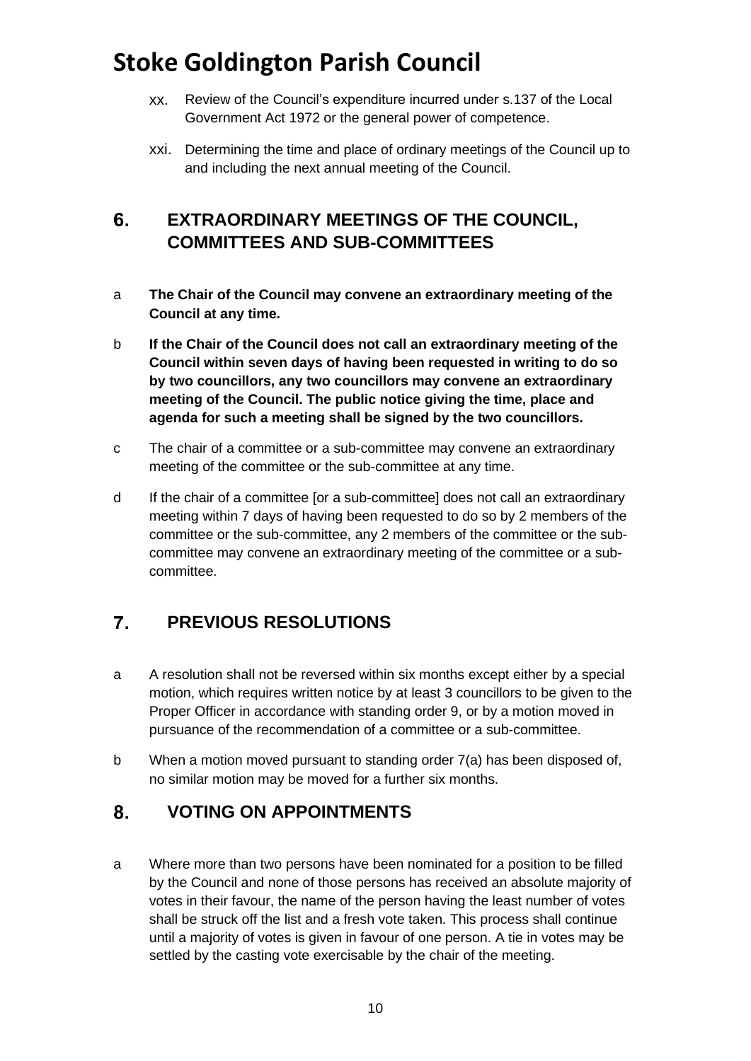xx. Review of the Council's expenditure incurred under s.137 of the Local Government Act 1972 or the general power of competence.

xxi. Determining the time and place of ordinary meetings of the Council up to and including the next annual meeting of the Council.

## 6. EXTRAORDINARY MEETINGS OF THE COUNCIL, COMMITTEES AND SUB-COMMITTEES

a **The Chair of the Council may convene an extraordinary meeting of the Council at any time.**

b **If the Chair of the Council does not call an extraordinary meeting of the Council within seven days of having been requested in writing to do so by two councillors, any two councillors may convene an extraordinary meeting of the Council. The public notice giving the time, place and agenda for such a meeting shall be signed by the two councillors.**

c The chair of a committee or a sub-committee may convene an extraordinary meeting of the committee or the sub-committee at any time.

d If the chair of a committee [or a sub-committee] does not call an extraordinary meeting within 7 days of having been requested to do so by 2 members of the committee or the sub-committee, any 2 members of the committee or the sub-committee may convene an extraordinary meeting of the committee or a sub-committee.

## 7. PREVIOUS RESOLUTIONS

a A resolution shall not be reversed within six months except either by a special motion, which requires written notice by at least 3 councillors to be given to the Proper Officer in accordance with standing order 9, or by a motion moved in pursuance of the recommendation of a committee or a sub-committee.

b When a motion moved pursuant to standing order 7(a) has been disposed of, no similar motion may be moved for a further six months.

## 8. VOTING ON APPOINTMENTS

a Where more than two persons have been nominated for a position to be filled by the Council and none of those persons has received an absolute majority of votes in their favour, the name of the person having the least number of votes shall be struck off the list and a fresh vote taken. This process shall continue until a majority of votes is given in favour of one person. A tie in votes may be settled by the casting vote exercisable by the chair of the meeting.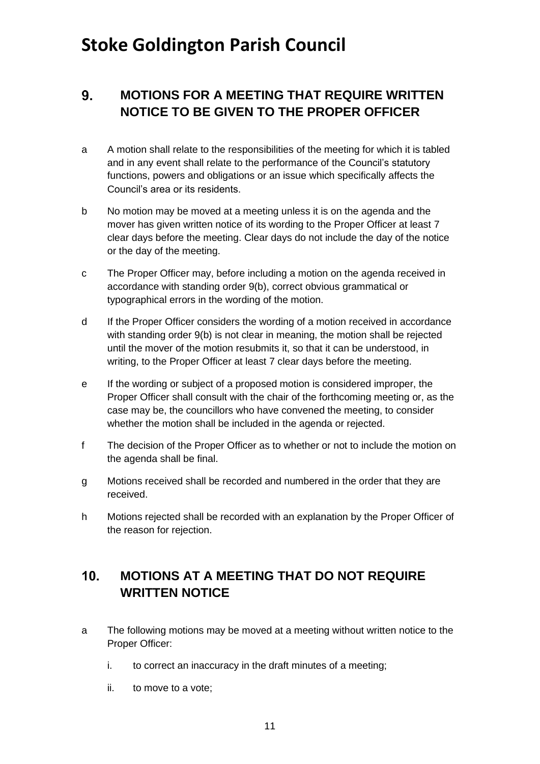## 9. MOTIONS FOR A MEETING THAT REQUIRE WRITTEN NOTICE TO BE GIVEN TO THE PROPER OFFICER

a A motion shall relate to the responsibilities of the meeting for which it is tabled and in any event shall relate to the performance of the Council's statutory functions, powers and obligations or an issue which specifically affects the Council's area or its residents.

b No motion may be moved at a meeting unless it is on the agenda and the mover has given written notice of its wording to the Proper Officer at least 7 clear days before the meeting. Clear days do not include the day of the notice or the day of the meeting.

c The Proper Officer may, before including a motion on the agenda received in accordance with standing order 9(b), correct obvious grammatical or typographical errors in the wording of the motion.

d If the Proper Officer considers the wording of a motion received in accordance with standing order 9(b) is not clear in meaning, the motion shall be rejected until the mover of the motion resubmits it, so that it can be understood, in writing, to the Proper Officer at least 7 clear days before the meeting.

e If the wording or subject of a proposed motion is considered improper, the Proper Officer shall consult with the chair of the forthcoming meeting or, as the case may be, the councillors who have convened the meeting, to consider whether the motion shall be included in the agenda or rejected.

f The decision of the Proper Officer as to whether or not to include the motion on the agenda shall be final.

g Motions received shall be recorded and numbered in the order that they are received.

h Motions rejected shall be recorded with an explanation by the Proper Officer of the reason for rejection.

## 10. MOTIONS AT A MEETING THAT DO NOT REQUIRE WRITTEN NOTICE

a The following motions may be moved at a meeting without written notice to the Proper Officer:

   i. to correct an inaccuracy in the draft minutes of a meeting;

   ii. to move to a vote;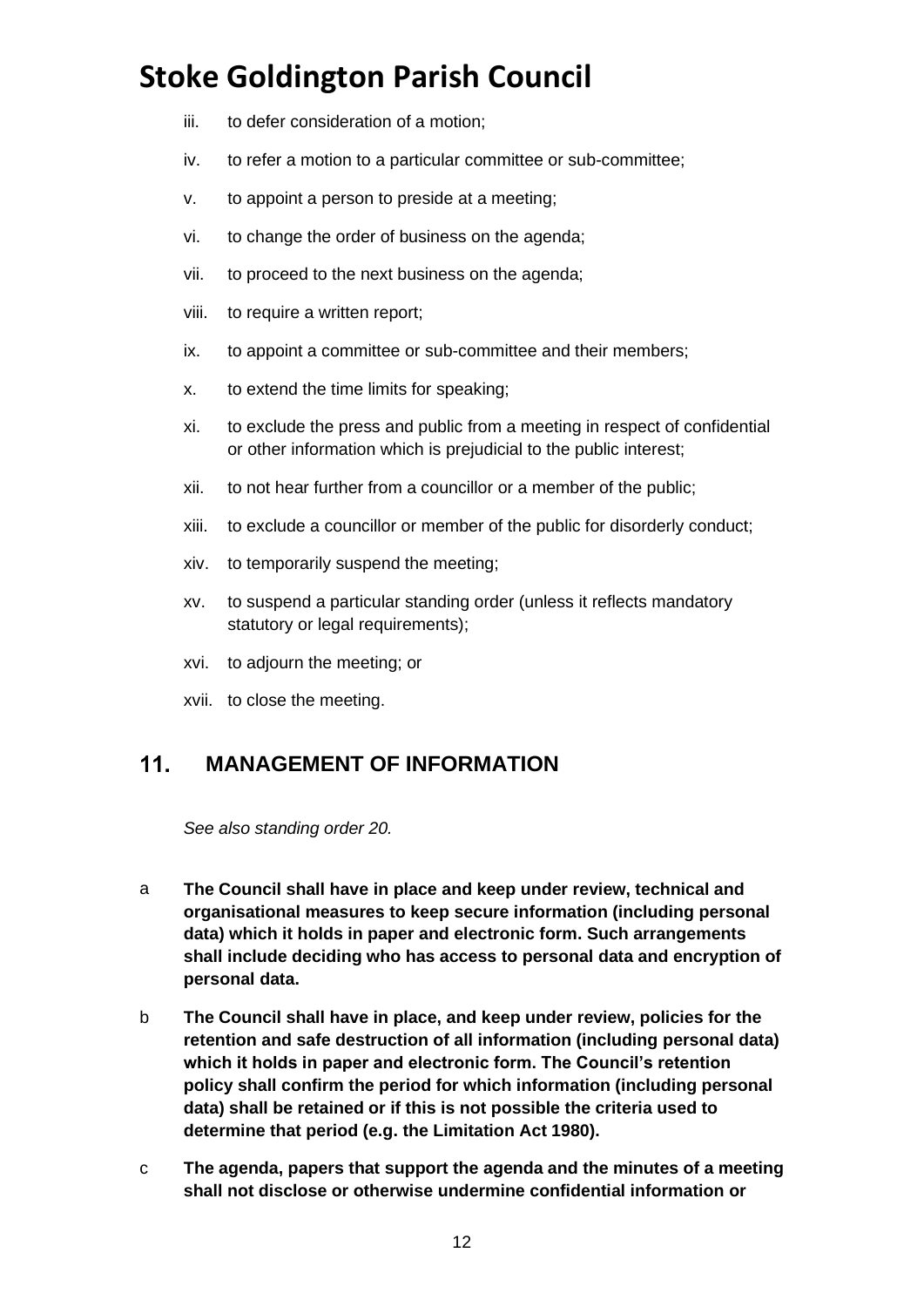iii. to defer consideration of a motion;

iv. to refer a motion to a particular committee or sub-committee;

v. to appoint a person to preside at a meeting;

vi. to change the order of business on the agenda;

vii. to proceed to the next business on the agenda;

viii. to require a written report;

ix. to appoint a committee or sub-committee and their members;

x. to extend the time limits for speaking;

xi. to exclude the press and public from a meeting in respect of confidential or other information which is prejudicial to the public interest;

xii. to not hear further from a councillor or a member of the public;

xiii. to exclude a councillor or member of the public for disorderly conduct;

xiv. to temporarily suspend the meeting;

xv. to suspend a particular standing order (unless it reflects mandatory statutory or legal requirements);

xvi. to adjourn the meeting; or

xvii. to close the meeting.

## 11. MANAGEMENT OF INFORMATION

*See also standing order 20.*

a **The Council shall have in place and keep under review, technical and organisational measures to keep secure information (including personal data) which it holds in paper and electronic form. Such arrangements shall include deciding who has access to personal data and encryption of personal data.**

b **The Council shall have in place, and keep under review, policies for the retention and safe destruction of all information (including personal data) which it holds in paper and electronic form. The Council's retention policy shall confirm the period for which information (including personal data) shall be retained or if this is not possible the criteria used to determine that period (e.g. the Limitation Act 1980).**

c **The agenda, papers that support the agenda and the minutes of a meeting shall not disclose or otherwise undermine confidential information or**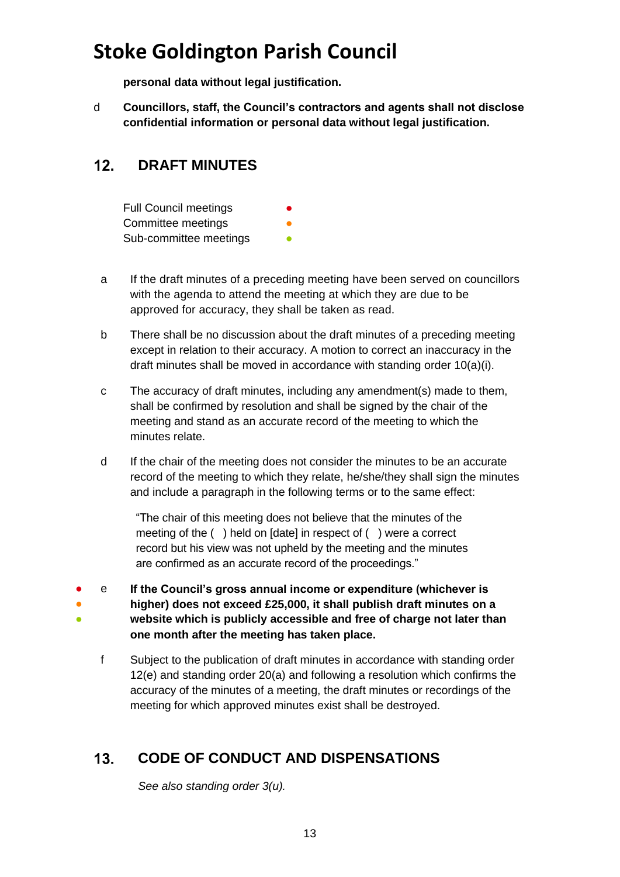# Stoke Goldington Parish Council

**personal data without legal justification.**

d **Councillors, staff, the Council's contractors and agents shall not disclose confidential information or personal data without legal justification.**

## 12. DRAFT MINUTES

Full Council meetings ●
Committee meetings ●
Sub-committee meetings ●

a If the draft minutes of a preceding meeting have been served on councillors with the agenda to attend the meeting at which they are due to be approved for accuracy, they shall be taken as read.

b There shall be no discussion about the draft minutes of a preceding meeting except in relation to their accuracy. A motion to correct an inaccuracy in the draft minutes shall be moved in accordance with standing order 10(a)(i).

c The accuracy of draft minutes, including any amendment(s) made to them, shall be confirmed by resolution and shall be signed by the chair of the meeting and stand as an accurate record of the meeting to which the minutes relate.

d If the chair of the meeting does not consider the minutes to be an accurate record of the meeting to which they relate, he/she/they shall sign the minutes and include a paragraph in the following terms or to the same effect:

> "The chair of this meeting does not believe that the minutes of the meeting of the ( ) held on [date] in respect of ( ) were a correct record but his view was not upheld by the meeting and the minutes are confirmed as an accurate record of the proceedings."

● ● ● e **If the Council's gross annual income or expenditure (whichever is higher) does not exceed £25,000, it shall publish draft minutes on a website which is publicly accessible and free of charge not later than one month after the meeting has taken place.**

f Subject to the publication of draft minutes in accordance with standing order 12(e) and standing order 20(a) and following a resolution which confirms the accuracy of the minutes of a meeting, the draft minutes or recordings of the meeting for which approved minutes exist shall be destroyed.

## 13. CODE OF CONDUCT AND DISPENSATIONS

*See also standing order 3(u).*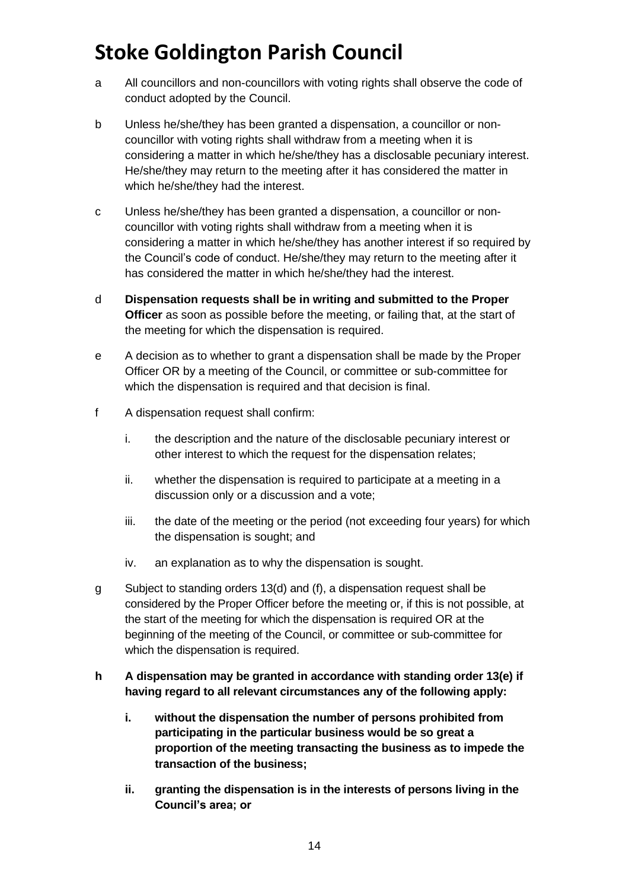# Stoke Goldington Parish Council

a  All councillors and non-councillors with voting rights shall observe the code of conduct adopted by the Council.

b  Unless he/she/they has been granted a dispensation, a councillor or non-councillor with voting rights shall withdraw from a meeting when it is considering a matter in which he/she/they has a disclosable pecuniary interest. He/she/they may return to the meeting after it has considered the matter in which he/she/they had the interest.

c  Unless he/she/they has been granted a dispensation, a councillor or non-councillor with voting rights shall withdraw from a meeting when it is considering a matter in which he/she/they has another interest if so required by the Council's code of conduct. He/she/they may return to the meeting after it has considered the matter in which he/she/they had the interest.

d  **Dispensation requests shall be in writing and submitted to the Proper Officer** as soon as possible before the meeting, or failing that, at the start of the meeting for which the dispensation is required.

e  A decision as to whether to grant a dispensation shall be made by the Proper Officer OR by a meeting of the Council, or committee or sub-committee for which the dispensation is required and that decision is final.

f  A dispensation request shall confirm:

   i.  the description and the nature of the disclosable pecuniary interest or other interest to which the request for the dispensation relates;

   ii.  whether the dispensation is required to participate at a meeting in a discussion only or a discussion and a vote;

   iii.  the date of the meeting or the period (not exceeding four years) for which the dispensation is sought; and

   iv.  an explanation as to why the dispensation is sought.

g  Subject to standing orders 13(d) and (f), a dispensation request shall be considered by the Proper Officer before the meeting or, if this is not possible, at the start of the meeting for which the dispensation is required OR at the beginning of the meeting of the Council, or committee or sub-committee for which the dispensation is required.

**h  A dispensation may be granted in accordance with standing order 13(e) if having regard to all relevant circumstances any of the following apply:**

   **i.  without the dispensation the number of persons prohibited from participating in the particular business would be so great a proportion of the meeting transacting the business as to impede the transaction of the business;**

   **ii.  granting the dispensation is in the interests of persons living in the Council's area; or**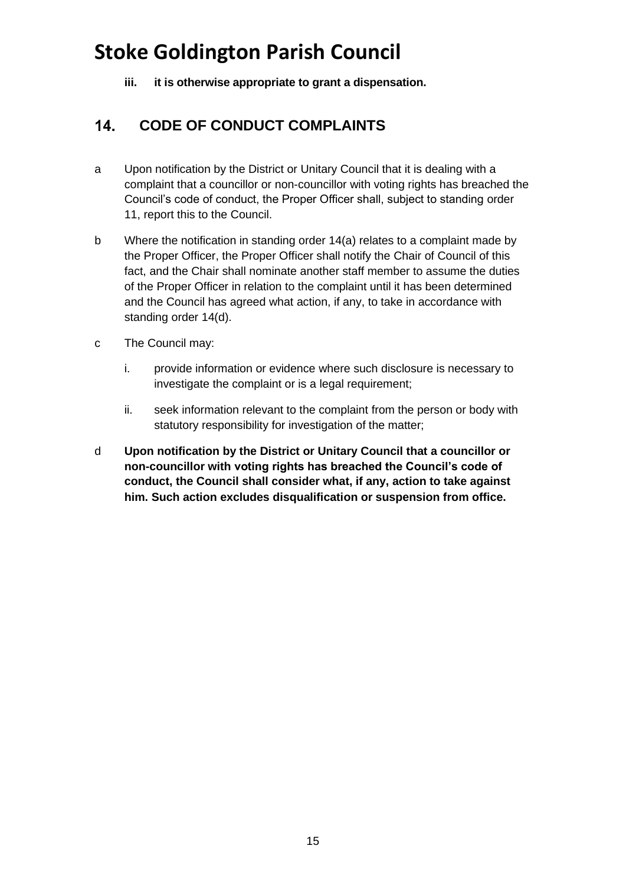**iii. it is otherwise appropriate to grant a dispensation.**

## 14. CODE OF CONDUCT COMPLAINTS

a Upon notification by the District or Unitary Council that it is dealing with a complaint that a councillor or non-councillor with voting rights has breached the Council's code of conduct, the Proper Officer shall, subject to standing order 11, report this to the Council.

b Where the notification in standing order 14(a) relates to a complaint made by the Proper Officer, the Proper Officer shall notify the Chair of Council of this fact, and the Chair shall nominate another staff member to assume the duties of the Proper Officer in relation to the complaint until it has been determined and the Council has agreed what action, if any, to take in accordance with standing order 14(d).

c The Council may:

   i. provide information or evidence where such disclosure is necessary to investigate the complaint or is a legal requirement;

   ii. seek information relevant to the complaint from the person or body with statutory responsibility for investigation of the matter;

d **Upon notification by the District or Unitary Council that a councillor or non-councillor with voting rights has breached the Council's code of conduct, the Council shall consider what, if any, action to take against him. Such action excludes disqualification or suspension from office.**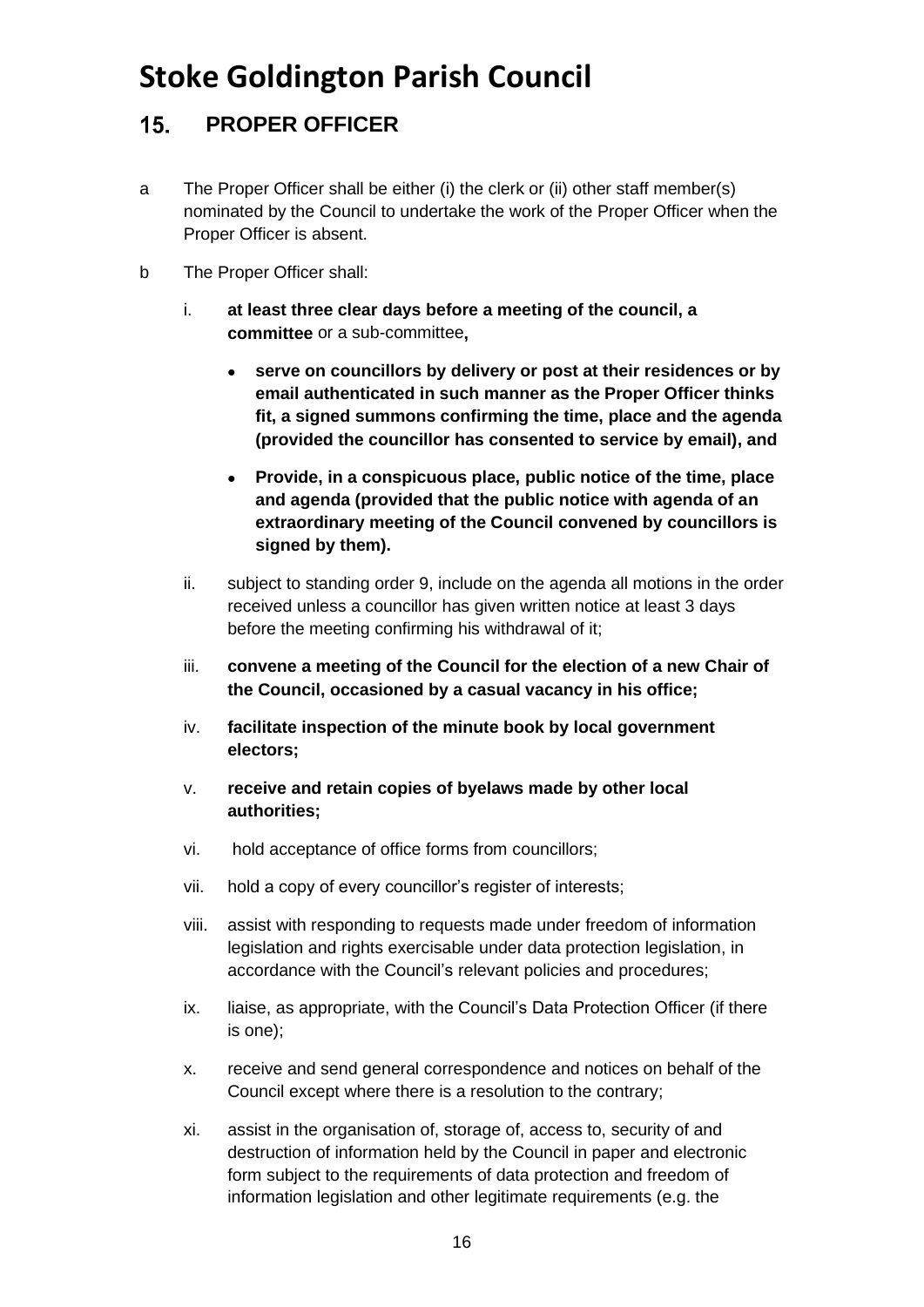# Stoke Goldington Parish Council

## 15. PROPER OFFICER

a The Proper Officer shall be either (i) the clerk or (ii) other staff member(s) nominated by the Council to undertake the work of the Proper Officer when the Proper Officer is absent.

b The Proper Officer shall:

i. **at least three clear days before a meeting of the council, a committee** or a sub-committee**,**

- **serve on councillors by delivery or post at their residences or by email authenticated in such manner as the Proper Officer thinks fit, a signed summons confirming the time, place and the agenda (provided the councillor has consented to service by email), and**
- **Provide, in a conspicuous place, public notice of the time, place and agenda (provided that the public notice with agenda of an extraordinary meeting of the Council convened by councillors is signed by them).**

ii. subject to standing order 9, include on the agenda all motions in the order received unless a councillor has given written notice at least 3 days before the meeting confirming his withdrawal of it;

iii. **convene a meeting of the Council for the election of a new Chair of the Council, occasioned by a casual vacancy in his office;**

iv. **facilitate inspection of the minute book by local government electors;**

v. **receive and retain copies of byelaws made by other local authorities;**

vi. hold acceptance of office forms from councillors;

vii. hold a copy of every councillor's register of interests;

viii. assist with responding to requests made under freedom of information legislation and rights exercisable under data protection legislation, in accordance with the Council's relevant policies and procedures;

ix. liaise, as appropriate, with the Council's Data Protection Officer (if there is one);

x. receive and send general correspondence and notices on behalf of the Council except where there is a resolution to the contrary;

xi. assist in the organisation of, storage of, access to, security of and destruction of information held by the Council in paper and electronic form subject to the requirements of data protection and freedom of information legislation and other legitimate requirements (e.g. the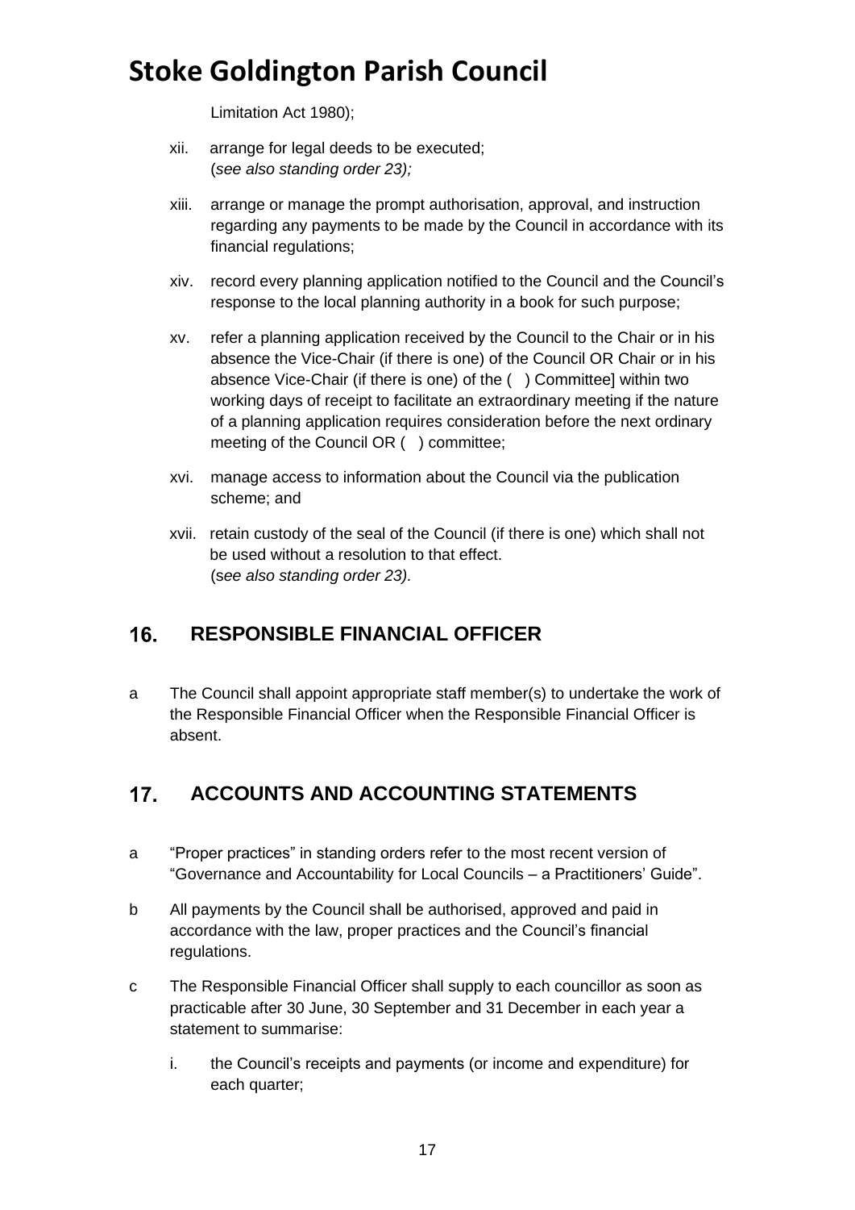Limitation Act 1980);

xii. arrange for legal deeds to be executed;
(*see also standing order 23);*

xiii. arrange or manage the prompt authorisation, approval, and instruction regarding any payments to be made by the Council in accordance with its financial regulations;

xiv. record every planning application notified to the Council and the Council's response to the local planning authority in a book for such purpose;

xv. refer a planning application received by the Council to the Chair or in his absence the Vice-Chair (if there is one) of the Council OR Chair or in his absence Vice-Chair (if there is one) of the ( ) Committee] within two working days of receipt to facilitate an extraordinary meeting if the nature of a planning application requires consideration before the next ordinary meeting of the Council OR ( ) committee;

xvi. manage access to information about the Council via the publication scheme; and

xvii. retain custody of the seal of the Council (if there is one) which shall not be used without a resolution to that effect.
(s*ee also standing order 23).*

## 16. RESPONSIBLE FINANCIAL OFFICER

a The Council shall appoint appropriate staff member(s) to undertake the work of the Responsible Financial Officer when the Responsible Financial Officer is absent.

## 17. ACCOUNTS AND ACCOUNTING STATEMENTS

a "Proper practices" in standing orders refer to the most recent version of "Governance and Accountability for Local Councils – a Practitioners' Guide".

b All payments by the Council shall be authorised, approved and paid in accordance with the law, proper practices and the Council's financial regulations.

c The Responsible Financial Officer shall supply to each councillor as soon as practicable after 30 June, 30 September and 31 December in each year a statement to summarise:

i. the Council's receipts and payments (or income and expenditure) for each quarter;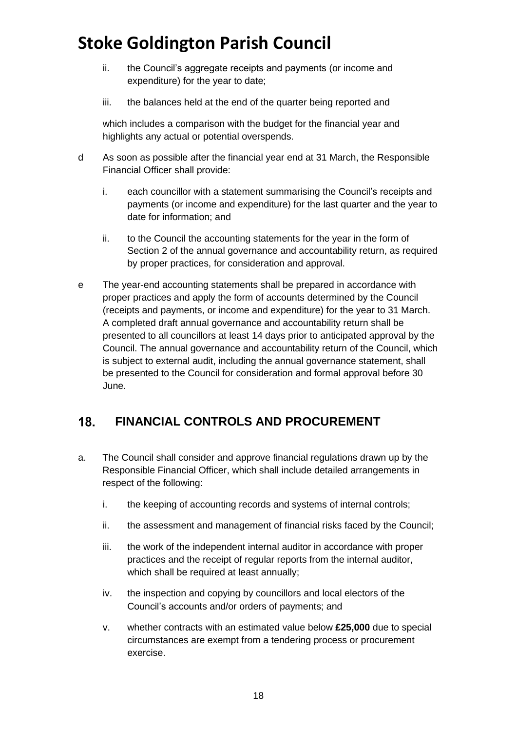ii. the Council's aggregate receipts and payments (or income and expenditure) for the year to date;

iii. the balances held at the end of the quarter being reported and

which includes a comparison with the budget for the financial year and highlights any actual or potential overspends.

d As soon as possible after the financial year end at 31 March, the Responsible Financial Officer shall provide:

i. each councillor with a statement summarising the Council's receipts and payments (or income and expenditure) for the last quarter and the year to date for information; and

ii. to the Council the accounting statements for the year in the form of Section 2 of the annual governance and accountability return, as required by proper practices, for consideration and approval.

e The year-end accounting statements shall be prepared in accordance with proper practices and apply the form of accounts determined by the Council (receipts and payments, or income and expenditure) for the year to 31 March. A completed draft annual governance and accountability return shall be presented to all councillors at least 14 days prior to anticipated approval by the Council. The annual governance and accountability return of the Council, which is subject to external audit, including the annual governance statement, shall be presented to the Council for consideration and formal approval before 30 June.

## 18. FINANCIAL CONTROLS AND PROCUREMENT

a. The Council shall consider and approve financial regulations drawn up by the Responsible Financial Officer, which shall include detailed arrangements in respect of the following:

i. the keeping of accounting records and systems of internal controls;

ii. the assessment and management of financial risks faced by the Council;

iii. the work of the independent internal auditor in accordance with proper practices and the receipt of regular reports from the internal auditor, which shall be required at least annually;

iv. the inspection and copying by councillors and local electors of the Council's accounts and/or orders of payments; and

v. whether contracts with an estimated value below **£25,000** due to special circumstances are exempt from a tendering process or procurement exercise.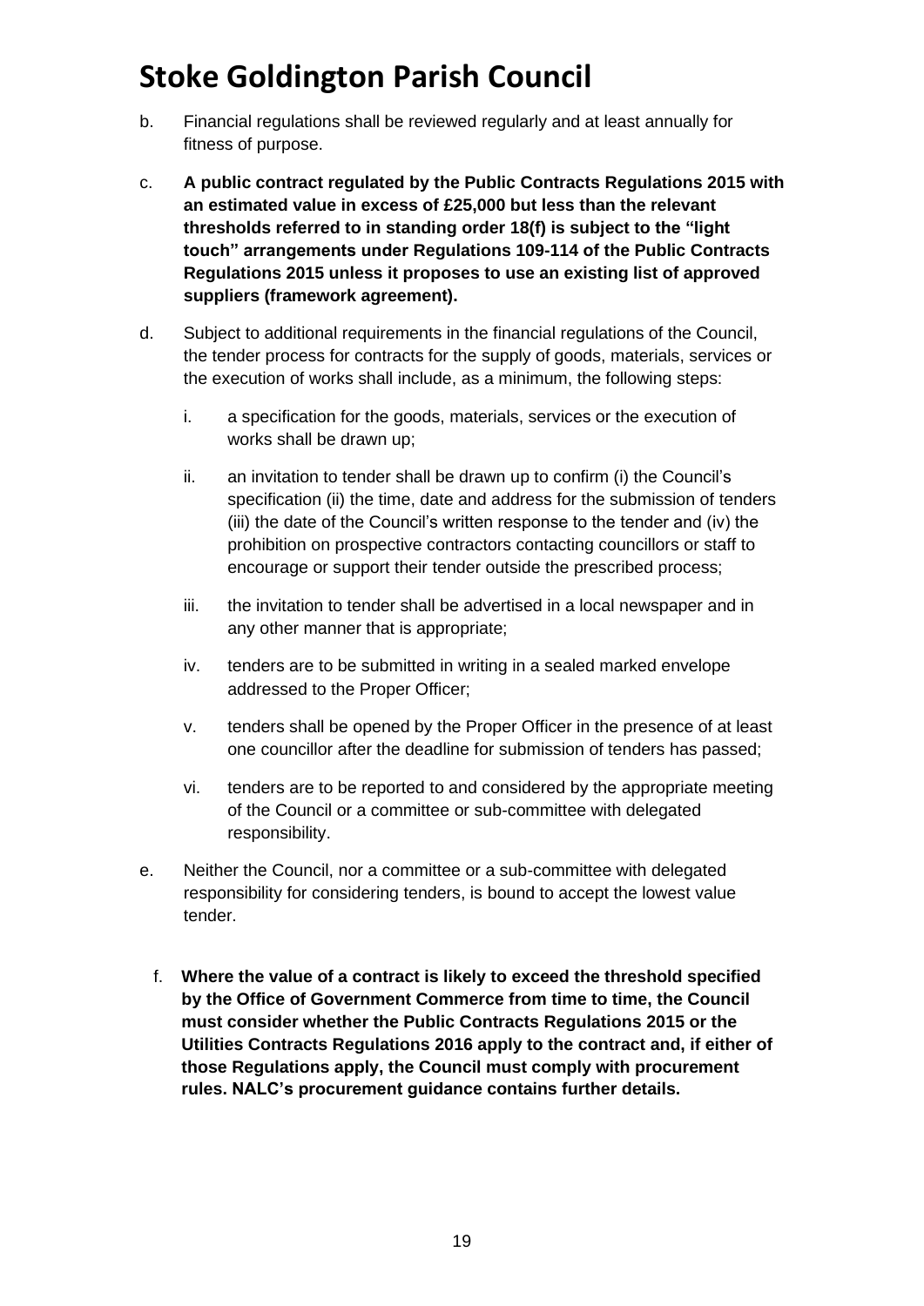b. Financial regulations shall be reviewed regularly and at least annually for fitness of purpose.

c. **A public contract regulated by the Public Contracts Regulations 2015 with an estimated value in excess of £25,000 but less than the relevant thresholds referred to in standing order 18(f) is subject to the "light touch" arrangements under Regulations 109-114 of the Public Contracts Regulations 2015 unless it proposes to use an existing list of approved suppliers (framework agreement).**

d. Subject to additional requirements in the financial regulations of the Council, the tender process for contracts for the supply of goods, materials, services or the execution of works shall include, as a minimum, the following steps:

   i. a specification for the goods, materials, services or the execution of works shall be drawn up;

   ii. an invitation to tender shall be drawn up to confirm (i) the Council's specification (ii) the time, date and address for the submission of tenders (iii) the date of the Council's written response to the tender and (iv) the prohibition on prospective contractors contacting councillors or staff to encourage or support their tender outside the prescribed process;

   iii. the invitation to tender shall be advertised in a local newspaper and in any other manner that is appropriate;

   iv. tenders are to be submitted in writing in a sealed marked envelope addressed to the Proper Officer;

   v. tenders shall be opened by the Proper Officer in the presence of at least one councillor after the deadline for submission of tenders has passed;

   vi. tenders are to be reported to and considered by the appropriate meeting of the Council or a committee or sub-committee with delegated responsibility.

e. Neither the Council, nor a committee or a sub-committee with delegated responsibility for considering tenders, is bound to accept the lowest value tender.

f. **Where the value of a contract is likely to exceed the threshold specified by the Office of Government Commerce from time to time, the Council must consider whether the Public Contracts Regulations 2015 or the Utilities Contracts Regulations 2016 apply to the contract and, if either of those Regulations apply, the Council must comply with procurement rules. NALC's procurement guidance contains further details.**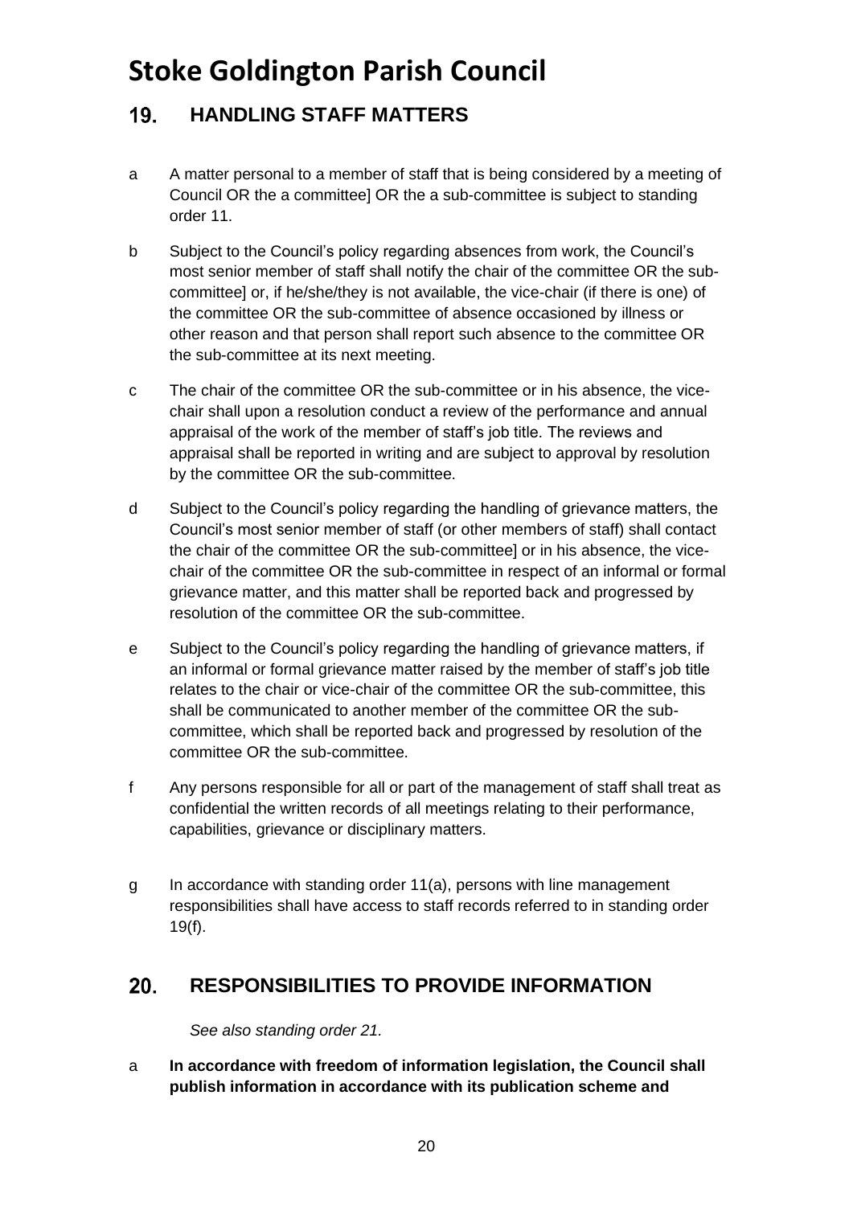# Stoke Goldington Parish Council

## 19. HANDLING STAFF MATTERS

a A matter personal to a member of staff that is being considered by a meeting of Council OR the a committee] OR the a sub-committee is subject to standing order 11.

b Subject to the Council's policy regarding absences from work, the Council's most senior member of staff shall notify the chair of the committee OR the sub-committee] or, if he/she/they is not available, the vice-chair (if there is one) of the committee OR the sub-committee of absence occasioned by illness or other reason and that person shall report such absence to the committee OR the sub-committee at its next meeting.

c The chair of the committee OR the sub-committee or in his absence, the vice-chair shall upon a resolution conduct a review of the performance and annual appraisal of the work of the member of staff's job title. The reviews and appraisal shall be reported in writing and are subject to approval by resolution by the committee OR the sub-committee.

d Subject to the Council's policy regarding the handling of grievance matters, the Council's most senior member of staff (or other members of staff) shall contact the chair of the committee OR the sub-committee] or in his absence, the vice-chair of the committee OR the sub-committee in respect of an informal or formal grievance matter, and this matter shall be reported back and progressed by resolution of the committee OR the sub-committee.

e Subject to the Council's policy regarding the handling of grievance matters, if an informal or formal grievance matter raised by the member of staff's job title relates to the chair or vice-chair of the committee OR the sub-committee, this shall be communicated to another member of the committee OR the sub-committee, which shall be reported back and progressed by resolution of the committee OR the sub-committee.

f Any persons responsible for all or part of the management of staff shall treat as confidential the written records of all meetings relating to their performance, capabilities, grievance or disciplinary matters.

g In accordance with standing order 11(a), persons with line management responsibilities shall have access to staff records referred to in standing order 19(f).

## 20. RESPONSIBILITIES TO PROVIDE INFORMATION

*See also standing order 21.*

a **In accordance with freedom of information legislation, the Council shall publish information in accordance with its publication scheme and**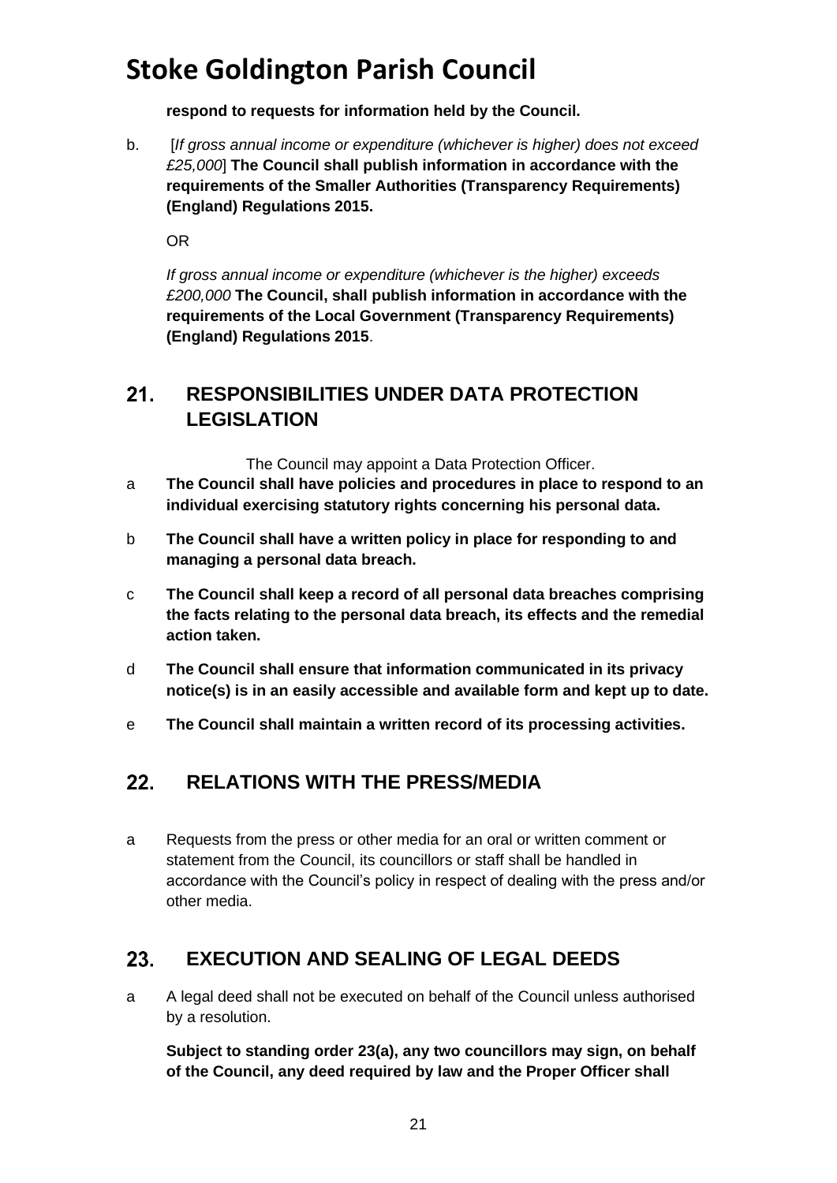**respond to requests for information held by the Council.**

b. [*If gross annual income or expenditure (whichever is higher) does not exceed £25,000*] **The Council shall publish information in accordance with the requirements of the Smaller Authorities (Transparency Requirements) (England) Regulations 2015.**

OR

*If gross annual income or expenditure (whichever is the higher) exceeds £200,000* **The Council, shall publish information in accordance with the requirements of the Local Government (Transparency Requirements) (England) Regulations 2015**.

## 21. RESPONSIBILITIES UNDER DATA PROTECTION LEGISLATION

The Council may appoint a Data Protection Officer.

a **The Council shall have policies and procedures in place to respond to an individual exercising statutory rights concerning his personal data.**

b **The Council shall have a written policy in place for responding to and managing a personal data breach.**

c **The Council shall keep a record of all personal data breaches comprising the facts relating to the personal data breach, its effects and the remedial action taken.**

d **The Council shall ensure that information communicated in its privacy notice(s) is in an easily accessible and available form and kept up to date.**

e **The Council shall maintain a written record of its processing activities.**

## 22. RELATIONS WITH THE PRESS/MEDIA

a Requests from the press or other media for an oral or written comment or statement from the Council, its councillors or staff shall be handled in accordance with the Council's policy in respect of dealing with the press and/or other media.

## 23. EXECUTION AND SEALING OF LEGAL DEEDS

a A legal deed shall not be executed on behalf of the Council unless authorised by a resolution.

**Subject to standing order 23(a), any two councillors may sign, on behalf of the Council, any deed required by law and the Proper Officer shall**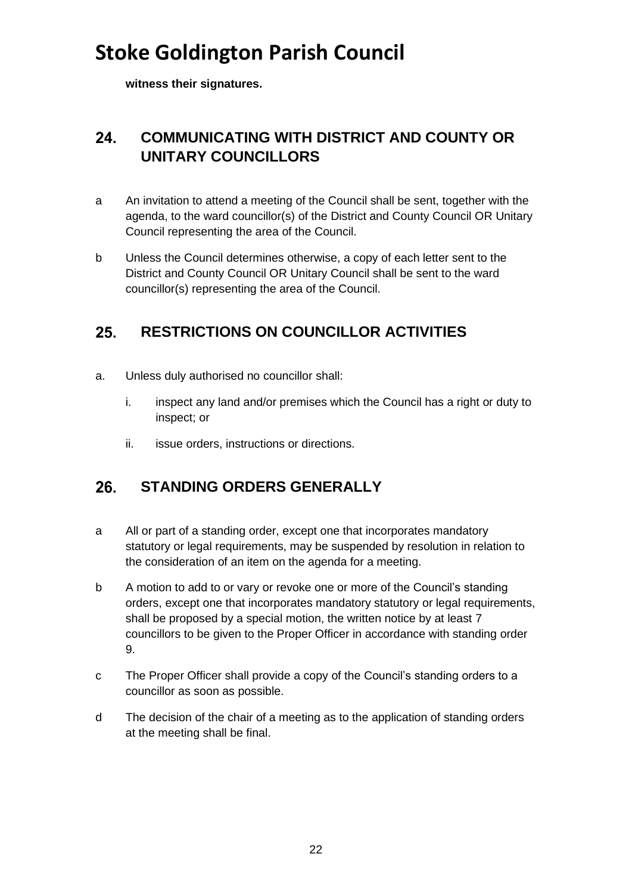**witness their signatures.**

## 24. COMMUNICATING WITH DISTRICT AND COUNTY OR UNITARY COUNCILLORS

a An invitation to attend a meeting of the Council shall be sent, together with the agenda, to the ward councillor(s) of the District and County Council OR Unitary Council representing the area of the Council.

b Unless the Council determines otherwise, a copy of each letter sent to the District and County Council OR Unitary Council shall be sent to the ward councillor(s) representing the area of the Council.

## 25. RESTRICTIONS ON COUNCILLOR ACTIVITIES

a. Unless duly authorised no councillor shall:

   i. inspect any land and/or premises which the Council has a right or duty to inspect; or

   ii. issue orders, instructions or directions.

## 26. STANDING ORDERS GENERALLY

a All or part of a standing order, except one that incorporates mandatory statutory or legal requirements, may be suspended by resolution in relation to the consideration of an item on the agenda for a meeting.

b A motion to add to or vary or revoke one or more of the Council's standing orders, except one that incorporates mandatory statutory or legal requirements, shall be proposed by a special motion, the written notice by at least 7 councillors to be given to the Proper Officer in accordance with standing order 9.

c The Proper Officer shall provide a copy of the Council's standing orders to a councillor as soon as possible.

d The decision of the chair of a meeting as to the application of standing orders at the meeting shall be final.